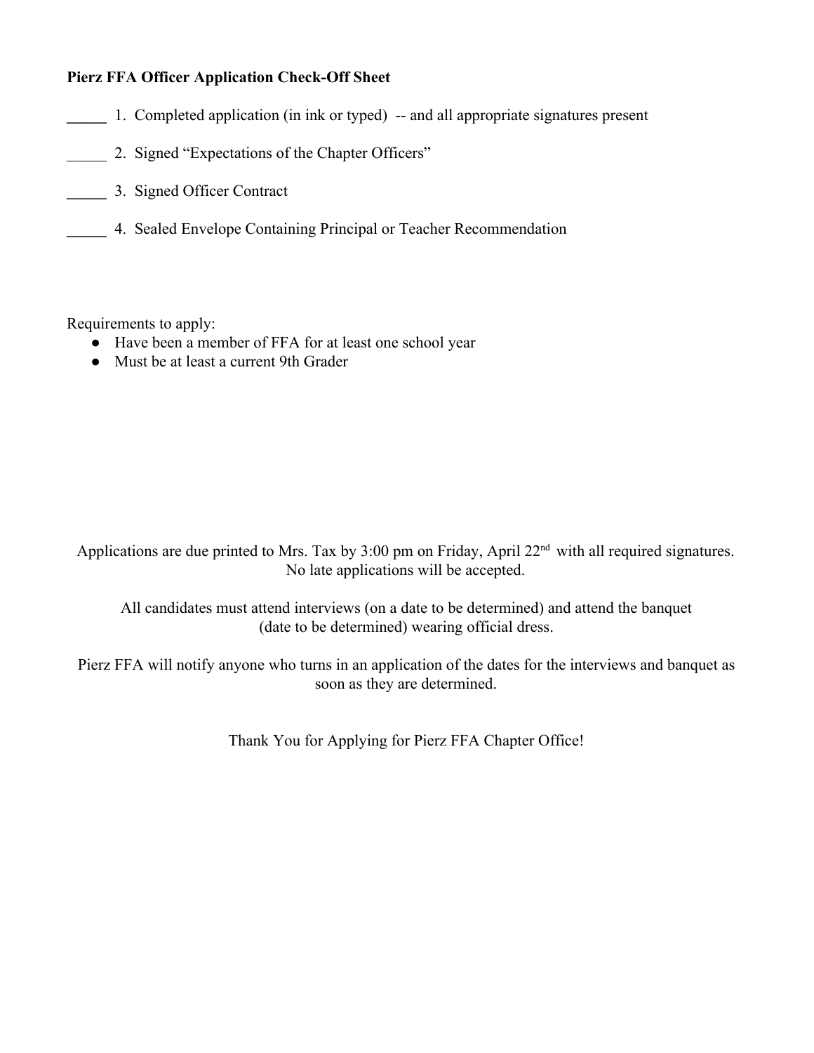**Pierz FFA Officer Application Check-Off Sheet**

_____ 1. Completed application (in ink or typed) -- and all appropriate signatures present

_____ 2. Signed "Expectations of the Chapter Officers"

_____ 3. Signed Officer Contract

_____ 4. Sealed Envelope Containing Principal or Teacher Recommendation

Requirements to apply:

- Have been a member of FFA for at least one school year
- Must be at least a current 9th Grader

Applications are due printed to Mrs. Tax by 3:00 pm on Friday, April 22nd with all required signatures. No late applications will be accepted.

All candidates must attend interviews (on a date to be determined) and attend the banquet (date to be determined) wearing official dress.

Pierz FFA will notify anyone who turns in an application of the dates for the interviews and banquet as soon as they are determined.

Thank You for Applying for Pierz FFA Chapter Office!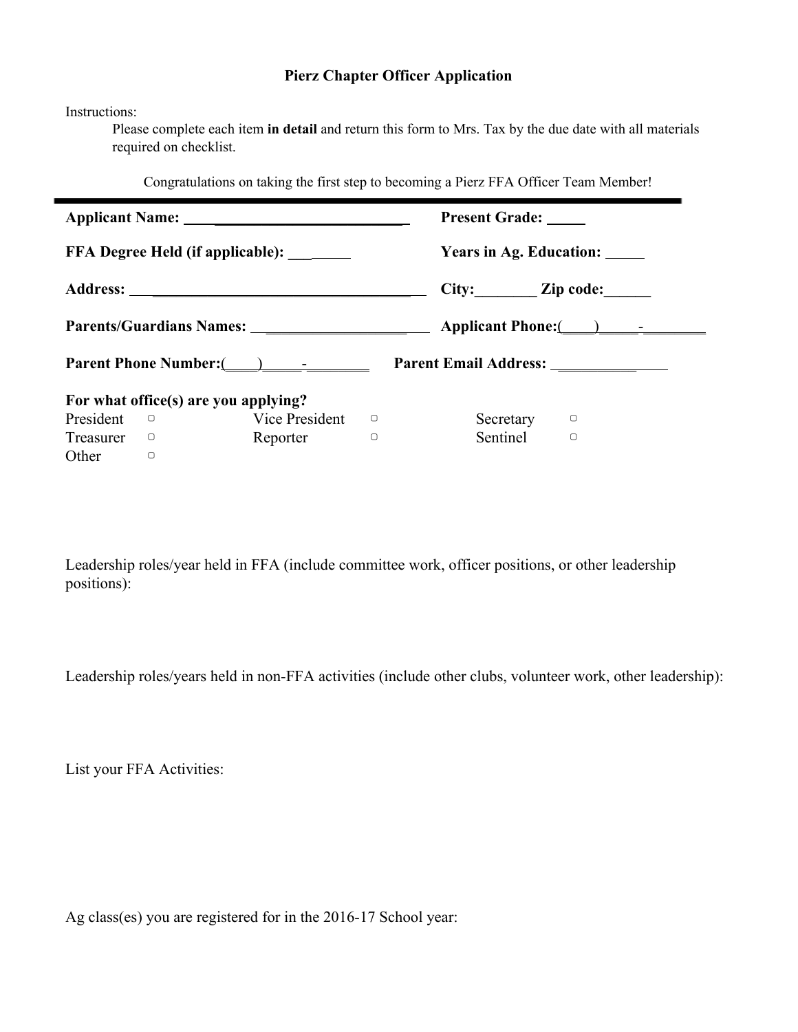**Pierz Chapter Officer Application**

Instructions:

Please complete each item **in detail** and return this form to Mrs. Tax by the due date with all materials required on checklist.

Congratulations on taking the first step to becoming a Pierz FFA Officer Team Member!

---

**Applicant Name:** ______________________________ **Present Grade:** _____

**FFA Degree Held (if applicable):** ________ **Years in Ag. Education:** _____

**Address:** ________________________________________ **City:**________ **Zip code:**______

**Parents/Guardians Names:** ______________________ **Applicant Phone:**(____)_____-________

**Parent Phone Number:**(____)_____-________ **Parent Email Address:** _______________

**For what office(s) are you applying?**

| | | | | | |
|---|---|---|---|---|---|
| President | ▢ | Vice President | ▢ | Secretary | ▢ |
| Treasurer | ▢ | Reporter | ▢ | Sentinel | ▢ |
| Other | ▢ | | | | |

Leadership roles/year held in FFA (include committee work, officer positions, or other leadership positions):

Leadership roles/years held in non-FFA activities (include other clubs, volunteer work, other leadership):

List your FFA Activities:

Ag class(es) you are registered for in the 2016-17 School year: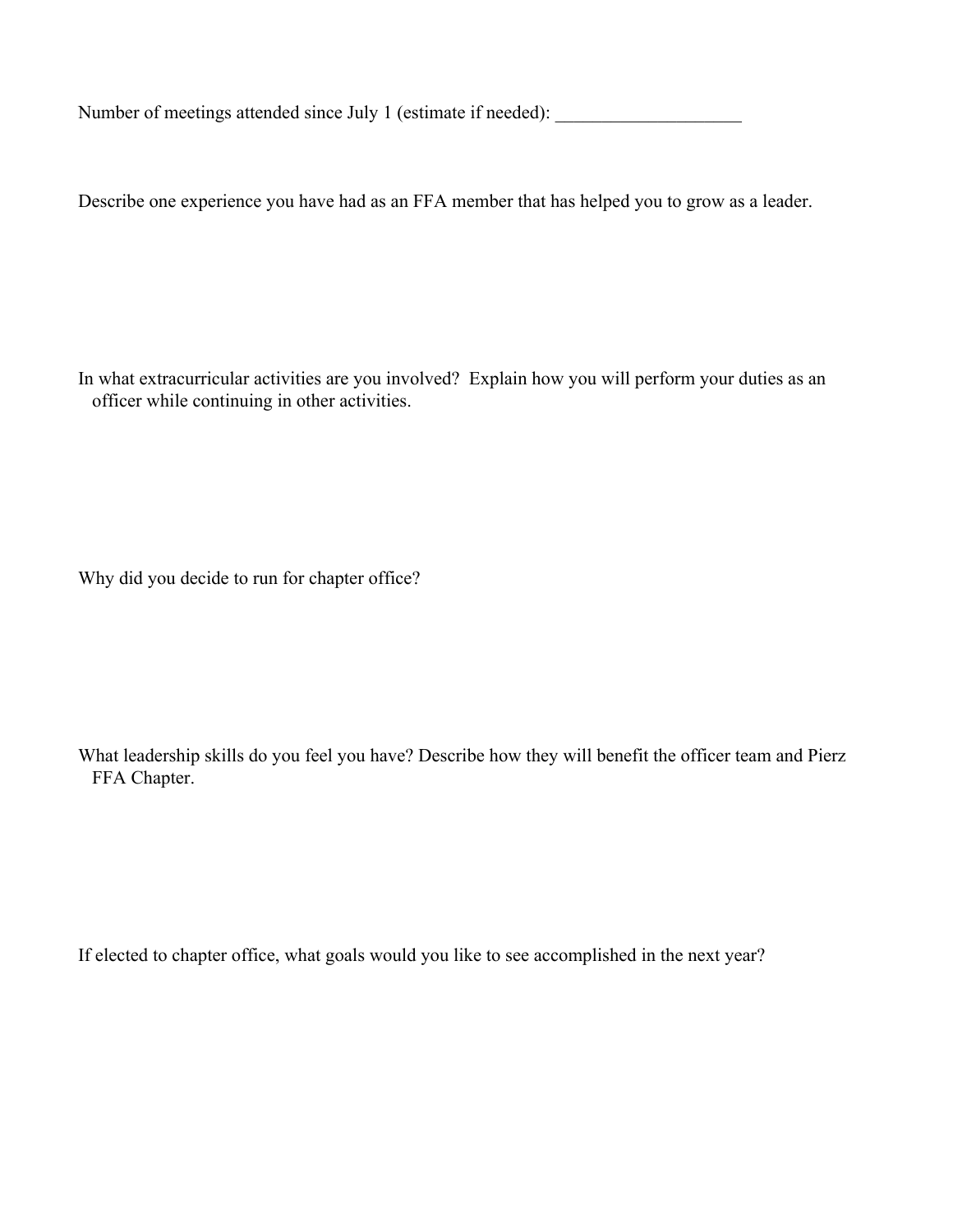Number of meetings attended since July 1 (estimate if needed): ____________________

Describe one experience you have had as an FFA member that has helped you to grow as a leader.

In what extracurricular activities are you involved? Explain how you will perform your duties as an officer while continuing in other activities.

Why did you decide to run for chapter office?

What leadership skills do you feel you have? Describe how they will benefit the officer team and Pierz FFA Chapter.

If elected to chapter office, what goals would you like to see accomplished in the next year?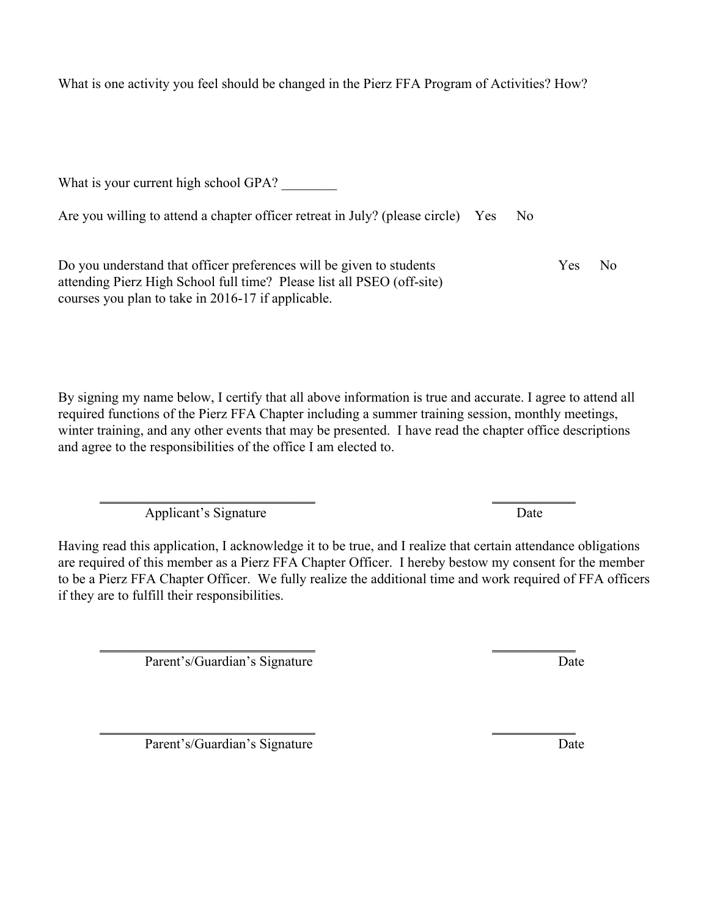What is one activity you feel should be changed in the Pierz FFA Program of Activities? How?

What is your current high school GPA? ________

Are you willing to attend a chapter officer retreat in July? (please circle) Yes No

Do you understand that officer preferences will be given to students attending Pierz High School full time? Please list all PSEO (off-site) courses you plan to take in 2016-17 if applicable. Yes No

By signing my name below, I certify that all above information is true and accurate. I agree to attend all required functions of the Pierz FFA Chapter including a summer training session, monthly meetings, winter training, and any other events that may be presented. I have read the chapter office descriptions and agree to the responsibilities of the office I am elected to.

________________________________ ____________

Applicant's Signature Date

Having read this application, I acknowledge it to be true, and I realize that certain attendance obligations are required of this member as a Pierz FFA Chapter Officer. I hereby bestow my consent for the member to be a Pierz FFA Chapter Officer. We fully realize the additional time and work required of FFA officers if they are to fulfill their responsibilities.

________________________________ ____________

Parent's/Guardian's Signature Date

________________________________ ____________

Parent's/Guardian's Signature Date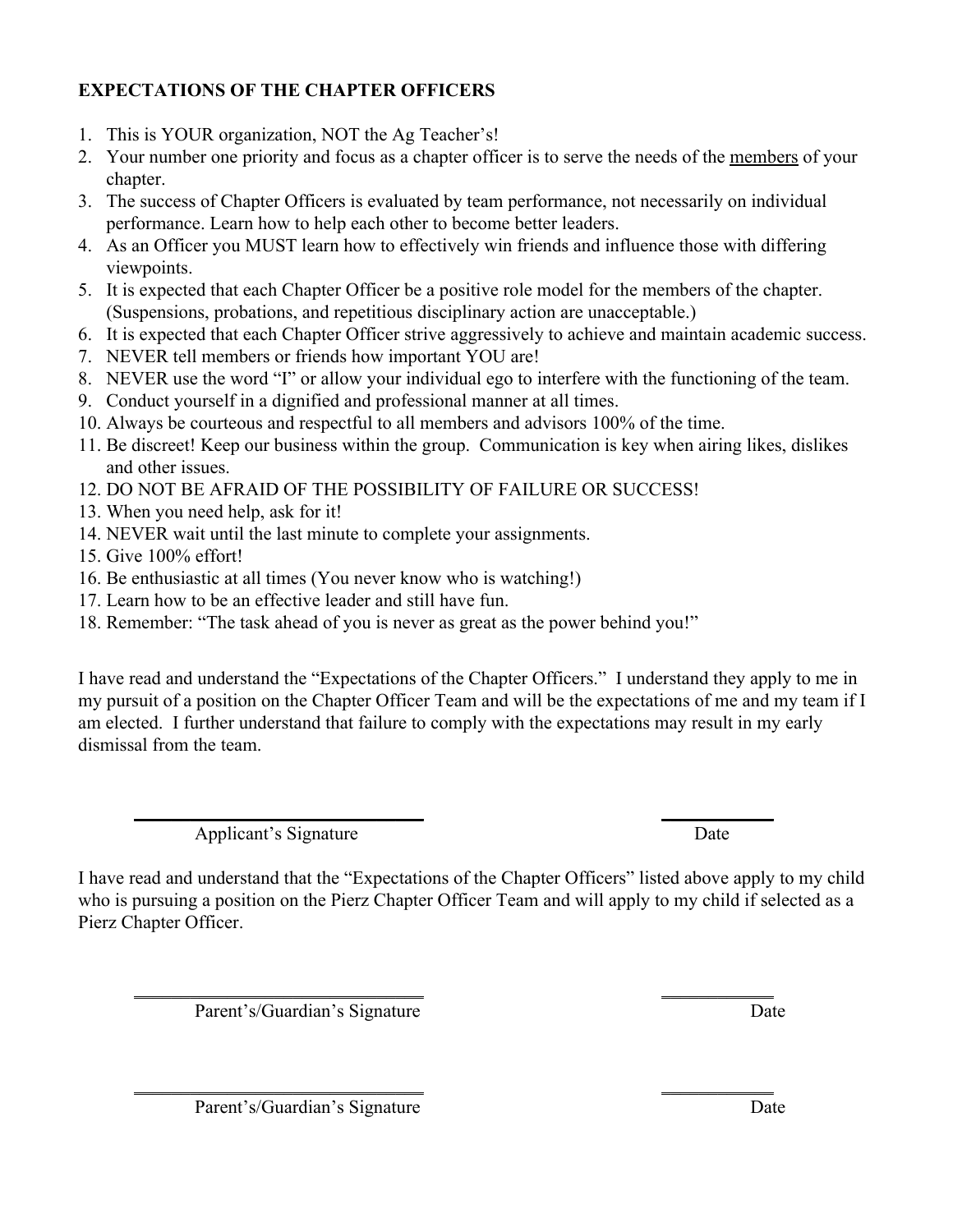**EXPECTATIONS OF THE CHAPTER OFFICERS**

1. This is YOUR organization, NOT the Ag Teacher's!
2. Your number one priority and focus as a chapter officer is to serve the needs of the members of your chapter.
3. The success of Chapter Officers is evaluated by team performance, not necessarily on individual performance. Learn how to help each other to become better leaders.
4. As an Officer you MUST learn how to effectively win friends and influence those with differing viewpoints.
5. It is expected that each Chapter Officer be a positive role model for the members of the chapter. (Suspensions, probations, and repetitious disciplinary action are unacceptable.)
6. It is expected that each Chapter Officer strive aggressively to achieve and maintain academic success.
7. NEVER tell members or friends how important YOU are!
8. NEVER use the word "I" or allow your individual ego to interfere with the functioning of the team.
9. Conduct yourself in a dignified and professional manner at all times.
10. Always be courteous and respectful to all members and advisors 100% of the time.
11. Be discreet! Keep our business within the group. Communication is key when airing likes, dislikes and other issues.
12. DO NOT BE AFRAID OF THE POSSIBILITY OF FAILURE OR SUCCESS!
13. When you need help, ask for it!
14. NEVER wait until the last minute to complete your assignments.
15. Give 100% effort!
16. Be enthusiastic at all times (You never know who is watching!)
17. Learn how to be an effective leader and still have fun.
18. Remember: "The task ahead of you is never as great as the power behind you!"

I have read and understand the "Expectations of the Chapter Officers." I understand they apply to me in my pursuit of a position on the Chapter Officer Team and will be the expectations of me and my team if I am elected. I further understand that failure to comply with the expectations may result in my early dismissal from the team.

\_\_\_\_\_\_\_\_\_\_\_\_\_\_\_\_\_\_\_\_\_\_\_\_\_\_\_\_\_\_ &nbsp;&nbsp;&nbsp;&nbsp; \_\_\_\_\_\_\_\_\_\_\_\_

Applicant's Signature &nbsp;&nbsp;&nbsp;&nbsp; Date

I have read and understand that the "Expectations of the Chapter Officers" listed above apply to my child who is pursuing a position on the Pierz Chapter Officer Team and will apply to my child if selected as a Pierz Chapter Officer.

\_\_\_\_\_\_\_\_\_\_\_\_\_\_\_\_\_\_\_\_\_\_\_\_\_\_\_\_\_\_ &nbsp;&nbsp;&nbsp;&nbsp; \_\_\_\_\_\_\_\_\_\_\_\_

Parent's/Guardian's Signature &nbsp;&nbsp;&nbsp;&nbsp; Date

\_\_\_\_\_\_\_\_\_\_\_\_\_\_\_\_\_\_\_\_\_\_\_\_\_\_\_\_\_\_ &nbsp;&nbsp;&nbsp;&nbsp; \_\_\_\_\_\_\_\_\_\_\_\_

Parent's/Guardian's Signature &nbsp;&nbsp;&nbsp;&nbsp; Date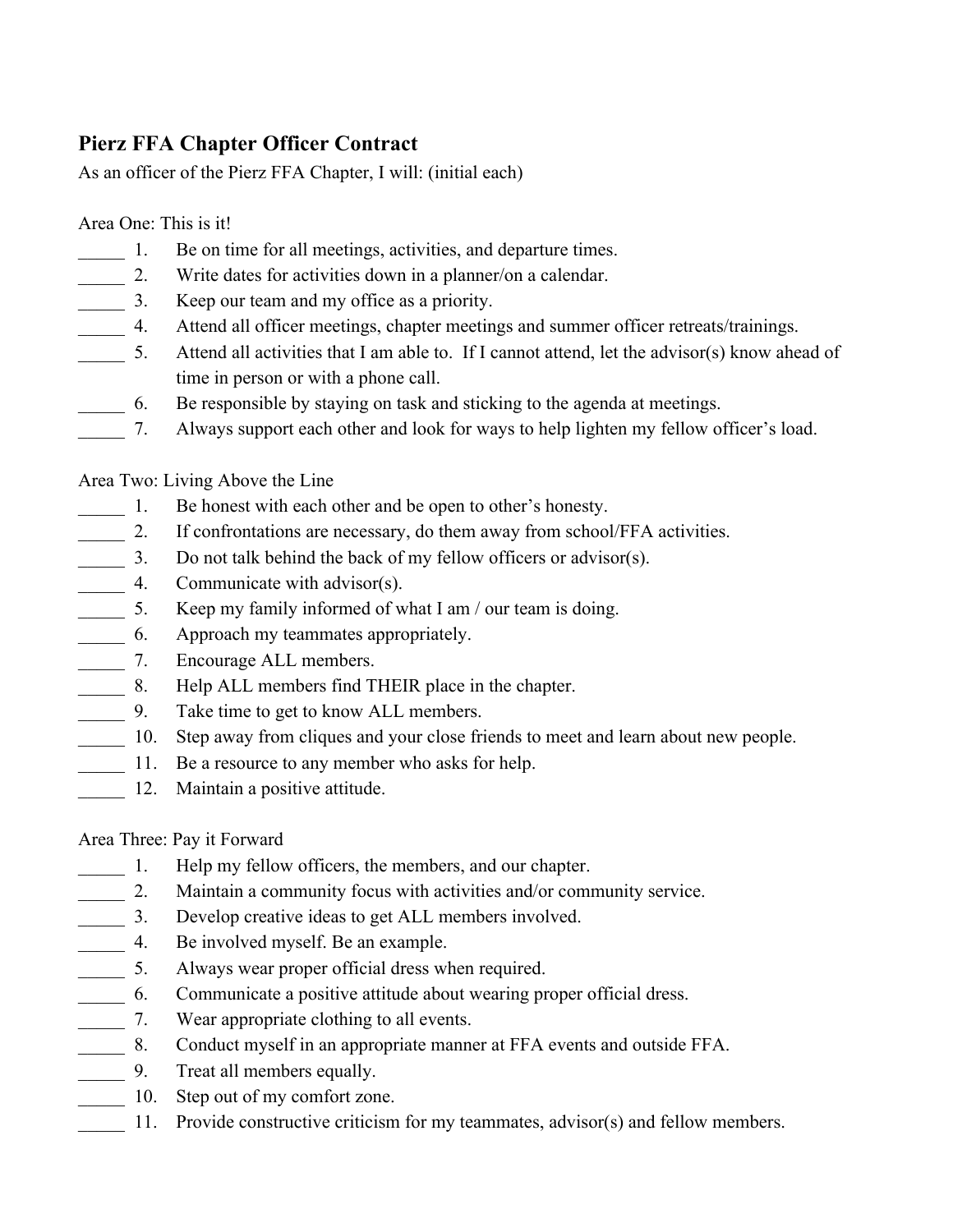## Pierz FFA Chapter Officer Contract

As an officer of the Pierz FFA Chapter, I will: (initial each)

Area One: This is it!

_____ 1. Be on time for all meetings, activities, and departure times.
_____ 2. Write dates for activities down in a planner/on a calendar.
_____ 3. Keep our team and my office as a priority.
_____ 4. Attend all officer meetings, chapter meetings and summer officer retreats/trainings.
_____ 5. Attend all activities that I am able to. If I cannot attend, let the advisor(s) know ahead of time in person or with a phone call.
_____ 6. Be responsible by staying on task and sticking to the agenda at meetings.
_____ 7. Always support each other and look for ways to help lighten my fellow officer's load.

Area Two: Living Above the Line

_____ 1. Be honest with each other and be open to other's honesty.
_____ 2. If confrontations are necessary, do them away from school/FFA activities.
_____ 3. Do not talk behind the back of my fellow officers or advisor(s).
_____ 4. Communicate with advisor(s).
_____ 5. Keep my family informed of what I am / our team is doing.
_____ 6. Approach my teammates appropriately.
_____ 7. Encourage ALL members.
_____ 8. Help ALL members find THEIR place in the chapter.
_____ 9. Take time to get to know ALL members.
_____ 10. Step away from cliques and your close friends to meet and learn about new people.
_____ 11. Be a resource to any member who asks for help.
_____ 12. Maintain a positive attitude.

Area Three: Pay it Forward

_____ 1. Help my fellow officers, the members, and our chapter.
_____ 2. Maintain a community focus with activities and/or community service.
_____ 3. Develop creative ideas to get ALL members involved.
_____ 4. Be involved myself. Be an example.
_____ 5. Always wear proper official dress when required.
_____ 6. Communicate a positive attitude about wearing proper official dress.
_____ 7. Wear appropriate clothing to all events.
_____ 8. Conduct myself in an appropriate manner at FFA events and outside FFA.
_____ 9. Treat all members equally.
_____ 10. Step out of my comfort zone.
_____ 11. Provide constructive criticism for my teammates, advisor(s) and fellow members.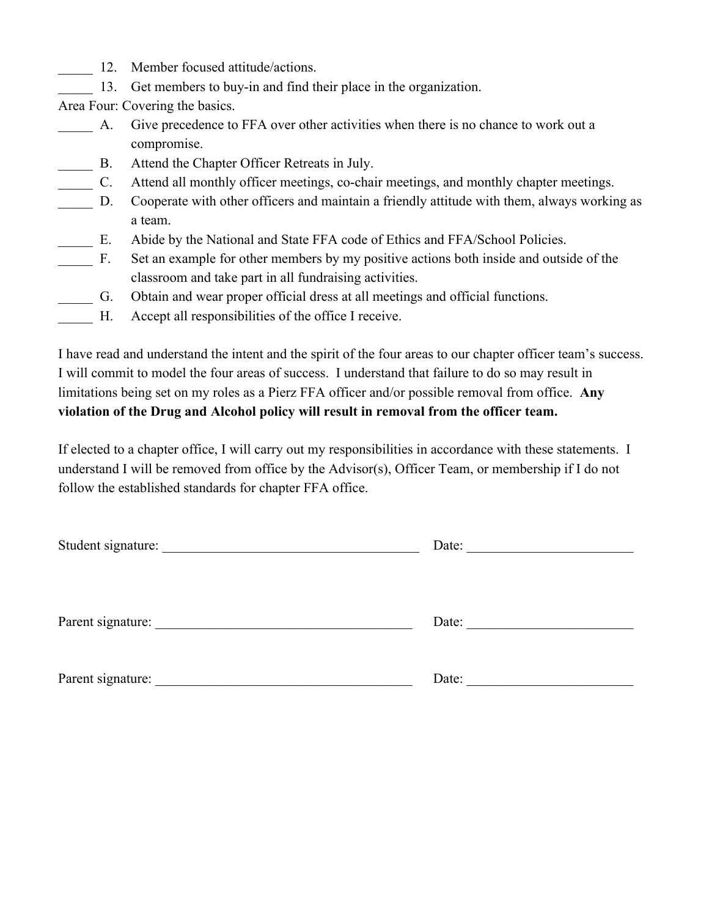_____ 12. Member focused attitude/actions.

_____ 13. Get members to buy-in and find their place in the organization.

Area Four: Covering the basics.

_____ A. Give precedence to FFA over other activities when there is no chance to work out a compromise.

_____ B. Attend the Chapter Officer Retreats in July.

_____ C. Attend all monthly officer meetings, co-chair meetings, and monthly chapter meetings.

_____ D. Cooperate with other officers and maintain a friendly attitude with them, always working as a team.

_____ E. Abide by the National and State FFA code of Ethics and FFA/School Policies.

_____ F. Set an example for other members by my positive actions both inside and outside of the classroom and take part in all fundraising activities.

_____ G. Obtain and wear proper official dress at all meetings and official functions.

_____ H. Accept all responsibilities of the office I receive.

I have read and understand the intent and the spirit of the four areas to our chapter officer team's success. I will commit to model the four areas of success. I understand that failure to do so may result in limitations being set on my roles as a Pierz FFA officer and/or possible removal from office. **Any violation of the Drug and Alcohol policy will result in removal from the officer team.**

If elected to a chapter office, I will carry out my responsibilities in accordance with these statements. I understand I will be removed from office by the Advisor(s), Officer Team, or membership if I do not follow the established standards for chapter FFA office.

Student signature: _____________________________________ Date: ________________________

Parent signature: ______________________________________ Date: ________________________

Parent signature: ______________________________________ Date: ________________________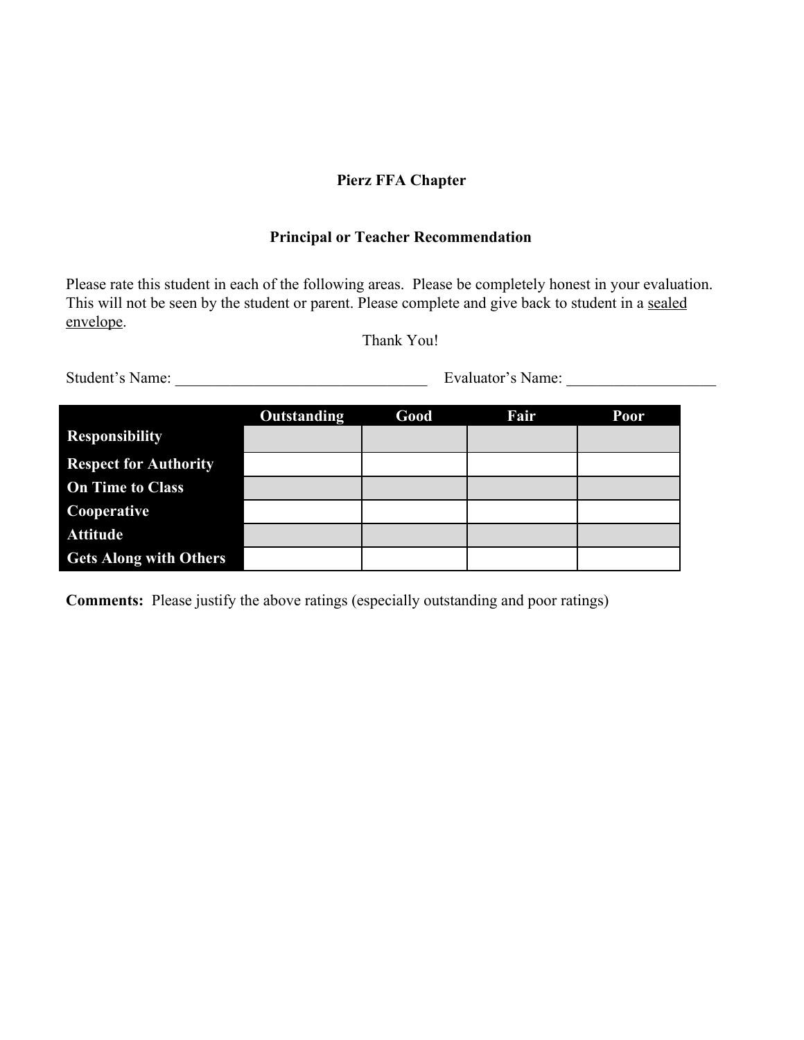**Pierz FFA Chapter**

**Principal or Teacher Recommendation**

Please rate this student in each of the following areas. Please be completely honest in your evaluation. This will not be seen by the student or parent. Please complete and give back to student in a sealed envelope.

Thank You!

Student's Name: ________________________________ Evaluator's Name: ___________________

| | Outstanding | Good | Fair | Poor |
|---|---|---|---|---|
| **Responsibility** | | | | |
| **Respect for Authority** | | | | |
| **On Time to Class** | | | | |
| **Cooperative** | | | | |
| **Attitude** | | | | |
| **Gets Along with Others** | | | | |

**Comments:** Please justify the above ratings (especially outstanding and poor ratings)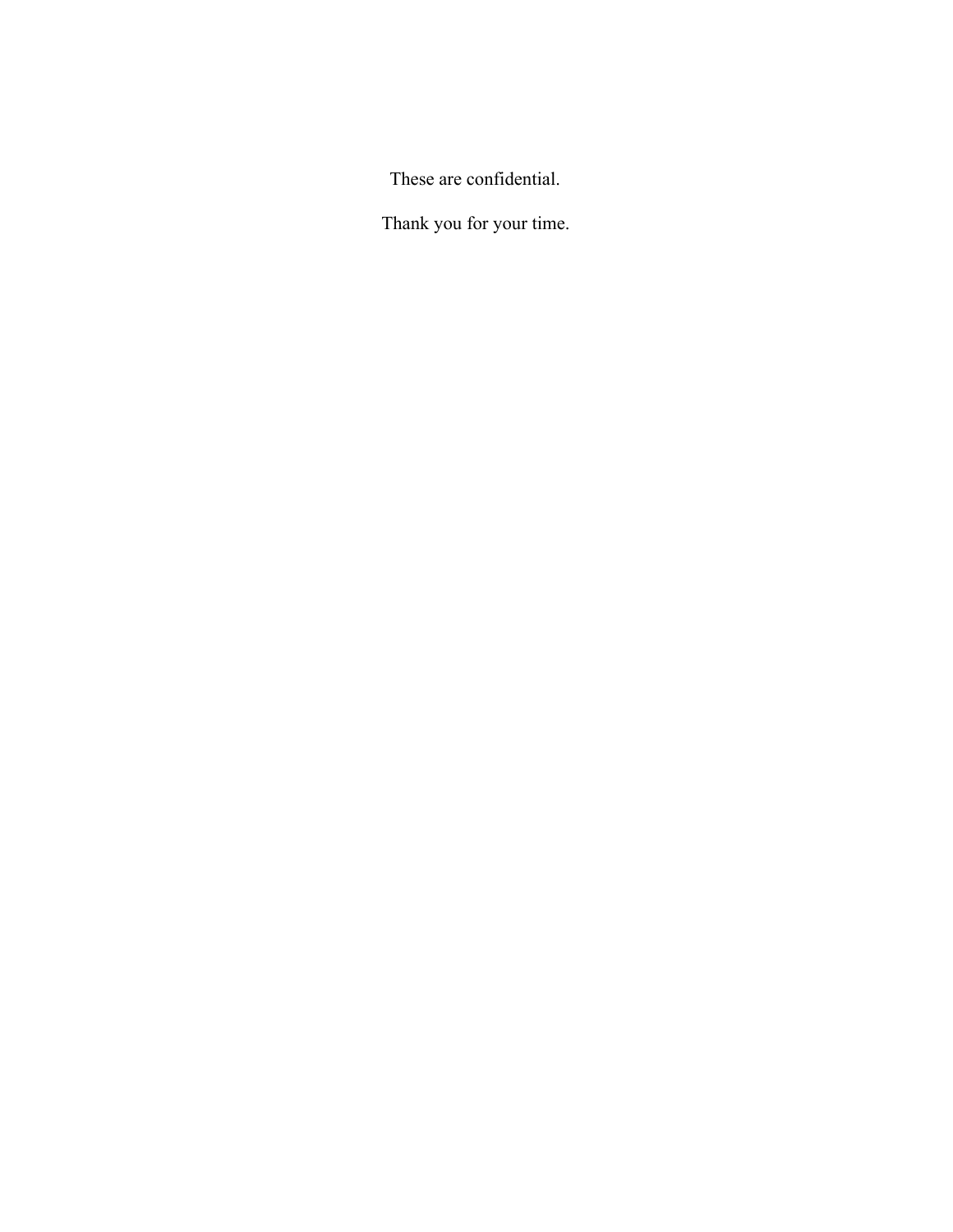These are confidential.

Thank you for your time.